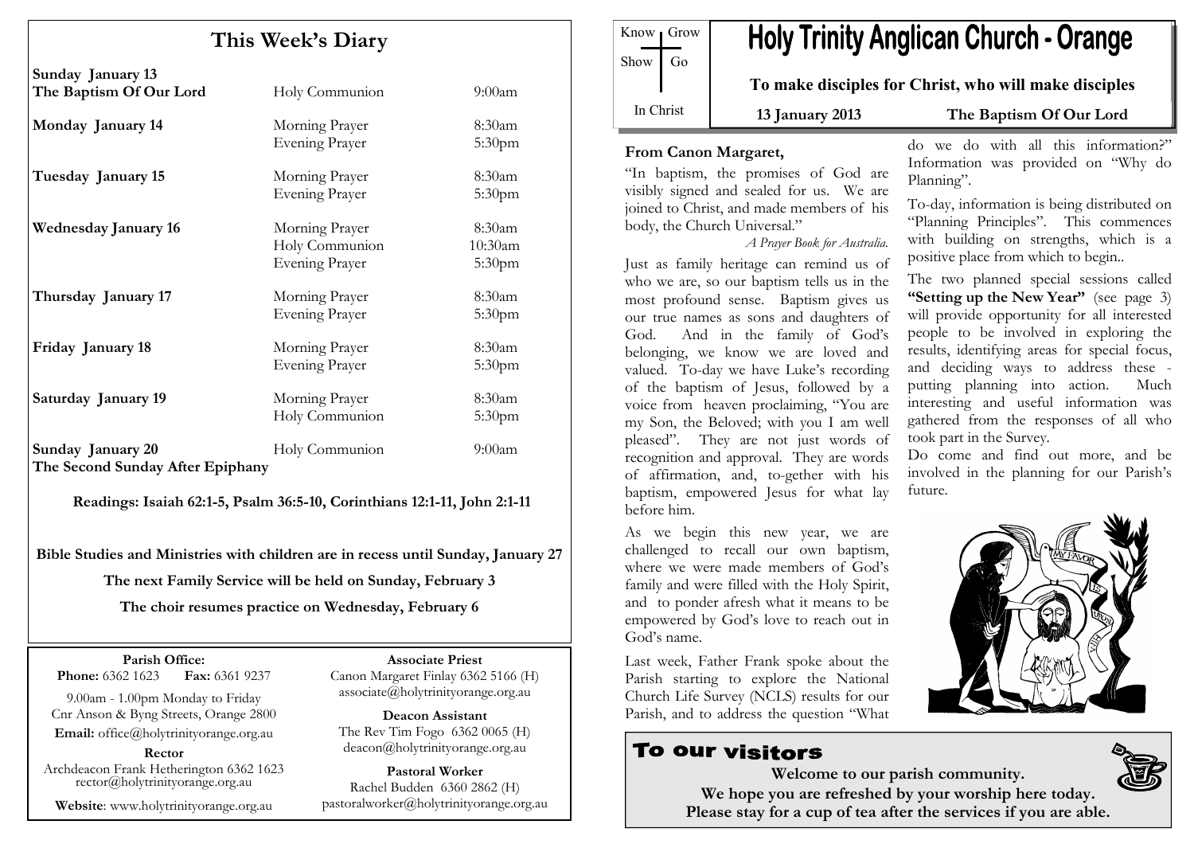## This Week's Diary

| | | |
|---|---|---|
| **Sunday January 13** **The Baptism Of Our Lord** | Holy Communion | 9:00am |
| **Monday January 14** | Morning Prayer | 8:30am |
| | Evening Prayer | 5:30pm |
| **Tuesday January 15** | Morning Prayer | 8:30am |
| | Evening Prayer | 5:30pm |
| **Wednesday January 16** | Morning Prayer | 8:30am |
| | Holy Communion | 10:30am |
| | Evening Prayer | 5:30pm |
| **Thursday January 17** | Morning Prayer | 8:30am |
| | Evening Prayer | 5:30pm |
| **Friday January 18** | Morning Prayer | 8:30am |
| | Evening Prayer | 5:30pm |
| **Saturday January 19** | Morning Prayer | 8:30am |
| | Holy Communion | 5:30pm |
| **Sunday January 20** **The Second Sunday After Epiphany** | Holy Communion | 9:00am |

**Readings: Isaiah 62:1-5, Psalm 36:5-10, Corinthians 12:1-11, John 2:1-11**

**Bible Studies and Ministries with children are in recess until Sunday, January 27**

**The next Family Service will be held on Sunday, February 3**

**The choir resumes practice on Wednesday, February 6**

**Parish Office:**
**Phone:** 6362 1623 **Fax:** 6361 9237

9.00am - 1.00pm Monday to Friday
Cnr Anson & Byng Streets, Orange 2800

**Email:** office@holytrinityorange.org.au

**Rector**
Archdeacon Frank Hetherington 6362 1623
rector@holytrinityorange.org.au

**Website**: www.holytrinityorange.org.au

**Associate Priest**
Canon Margaret Finlay 6362 5166 (H)
associate@holytrinityorange.org.au

**Deacon Assistant**
The Rev Tim Fogo 6362 0065 (H)
deacon@holytrinityorange.org.au

**Pastoral Worker**
Rachel Budden 6360 2862 (H)
pastoralworker@holytrinityorange.org.au

Know Grow
Show Go
In Christ

# Holy Trinity Anglican Church - Orange

**To make disciples for Christ, who will make disciples**

**13 January 2013** **The Baptism Of Our Lord**

### From Canon Margaret,

"In baptism, the promises of God are visibly signed and sealed for us. We are joined to Christ, and made members of his body, the Church Universal."

*A Prayer Book for Australia.*

Just as family heritage can remind us of who we are, so our baptism tells us in the most profound sense. Baptism gives us our true names as sons and daughters of God. And in the family of God's belonging, we know we are loved and valued. To-day we have Luke's recording of the baptism of Jesus, followed by a voice from heaven proclaiming, "You are my Son, the Beloved; with you I am well pleased". They are not just words of recognition and approval. They are words of affirmation, and, to-gether with his baptism, empowered Jesus for what lay before him.

As we begin this new year, we are challenged to recall our own baptism, where we were made members of God's family and were filled with the Holy Spirit, and to ponder afresh what it means to be empowered by God's love to reach out in God's name.

Last week, Father Frank spoke about the Parish starting to explore the National Church Life Survey (NCLS) results for our Parish, and to address the question "What do we do with all this information?" Information was provided on "Why do Planning".

To-day, information is being distributed on "Planning Principles". This commences with building on strengths, which is a positive place from which to begin..

The two planned special sessions called **"Setting up the New Year"** (see page 3) will provide opportunity for all interested people to be involved in exploring the results, identifying areas for special focus, and deciding ways to address these - putting planning into action. Much interesting and useful information was gathered from the responses of all who took part in the Survey.

Do come and find out more, and be involved in the planning for our Parish's future.

## To our visitors

**Welcome to our parish community.**
**We hope you are refreshed by your worship here today.**
**Please stay for a cup of tea after the services if you are able.**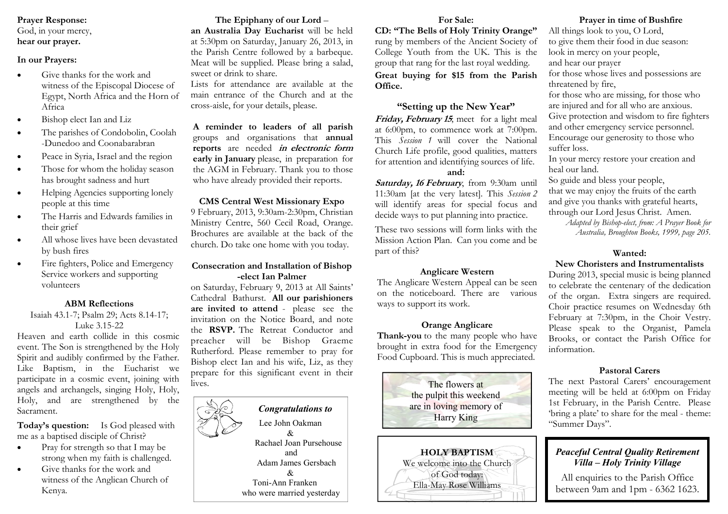**Prayer Response:**
God, in your mercy,
**hear our prayer.**

**In our Prayers:**

- Give thanks for the work and witness of the Episcopal Diocese of Egypt, North Africa and the Horn of Africa
- Bishop elect Ian and Liz
- The parishes of Condobolin, Coolah -Dunedoo and Coonabarabran
- Peace in Syria, Israel and the region
- Those for whom the holiday season has brought sadness and hurt
- Helping Agencies supporting lonely people at this time
- The Harris and Edwards families in their grief
- All whose lives have been devastated by bush fires
- Fire fighters, Police and Emergency Service workers and supporting volunteers

### ABM Reflections

Isaiah 43.1-7; Psalm 29; Acts 8.14-17; Luke 3.15-22

Heaven and earth collide in this cosmic event. The Son is strengthened by the Holy Spirit and audibly confirmed by the Father. Like Baptism, in the Eucharist we participate in a cosmic event, joining with angels and archangels, singing Holy, Holy, Holy, and are strengthened by the Sacrament.

**Today's question:** Is God pleased with me as a baptised disciple of Christ?

- Pray for strength so that I may be strong when my faith is challenged.
- Give thanks for the work and witness of the Anglican Church of Kenya.

### The Epiphany of our Lord –

**an Australia Day Eucharist** will be held at 5:30pm on Saturday, January 26, 2013, in the Parish Centre followed by a barbeque. Meat will be supplied. Please bring a salad, sweet or drink to share.
Lists for attendance are available at the main entrance of the Church and at the cross-aisle, for your details, please.

**A reminder to leaders of all parish** groups and organisations that **annual reports** are needed ***in electronic form*** **early in January** please, in preparation for the AGM in February. Thank you to those who have already provided their reports.

### CMS Central West Missionary Expo

9 February, 2013, 9:30am-2:30pm, Christian Ministry Centre, 560 Cecil Road, Orange. Brochures are available at the back of the church. Do take one home with you today.

### Consecration and Installation of Bishop -elect Ian Palmer

on Saturday, February 9, 2013 at All Saints' Cathedral Bathurst. **All our parishioners are invited to attend** - please see the invitation on the Notice Board, and note the **RSVP.** The Retreat Conductor and preacher will be Bishop Graeme Rutherford. Please remember to pray for Bishop elect Ian and his wife, Liz, as they prepare for this significant event in their lives.

***Congratulations to***

Lee John Oakman
&
Rachael Joan Pursehouse
and
Adam James Gersbach
&
Toni-Ann Franken
who were married yesterday

### For Sale:

**CD: "The Bells of Holy Trinity Orange"** rung by members of the Ancient Society of College Youth from the UK. This is the group that rang for the last royal wedding.

**Great buying for $15 from the Parish Office.**

### "Setting up the New Year"

***Friday, February 15***; meet for a light meal at 6:00pm, to commence work at 7:00pm. This *Session 1* will cover the National Church Life profile, good qualities, matters for attention and identifying sources of life.

**and:**

***Saturday, 16 February***, from 9:30am until 11:30am [at the very latest]. This *Session 2* will identify areas for special focus and decide ways to put planning into practice.

These two sessions will form links with the Mission Action Plan. Can you come and be part of this?

### Anglicare Western

The Anglicare Western Appeal can be seen on the noticeboard. There are various ways to support its work.

### Orange Anglicare

**Thank-you** to the many people who have brought in extra food for the Emergency Food Cupboard. This is much appreciated.

The flowers at
the pulpit this weekend
are in loving memory of
Harry King

**HOLY BAPTISM**
We welcome into the Church
of God today:
Ella-May Rose Williams

### Prayer in time of Bushfire

All things look to you, O Lord,
to give them their food in due season:
look in mercy on your people,
and hear our prayer
for those whose lives and possessions are threatened by fire,
for those who are missing, for those who are injured and for all who are anxious.
Give protection and wisdom to fire fighters and other emergency service personnel.
Encourage our generosity to those who suffer loss.
In your mercy restore your creation and heal our land.
So guide and bless your people,
that we may enjoy the fruits of the earth
and give you thanks with grateful hearts,
through our Lord Jesus Christ. Amen.

*Adapted by Bishop-elect, from: A Prayer Book for Australia, Broughton Books, 1999, page 205.*

### Wanted: New Choristers and Instrumentalists

During 2013, special music is being planned to celebrate the centenary of the dedication of the organ. Extra singers are required. Choir practice resumes on Wednesday 6th February at 7:30pm, in the Choir Vestry. Please speak to the Organist, Pamela Brooks, or contact the Parish Office for information.

### Pastoral Carers

The next Pastoral Carers' encouragement meeting will be held at 6:00pm on Friday 1st February, in the Parish Centre. Please 'bring a plate' to share for the meal - theme: "Summer Days".

***Peaceful Central Quality Retirement Villa – Holy Trinity Village***

All enquiries to the Parish Office between 9am and 1pm - 6362 1623.